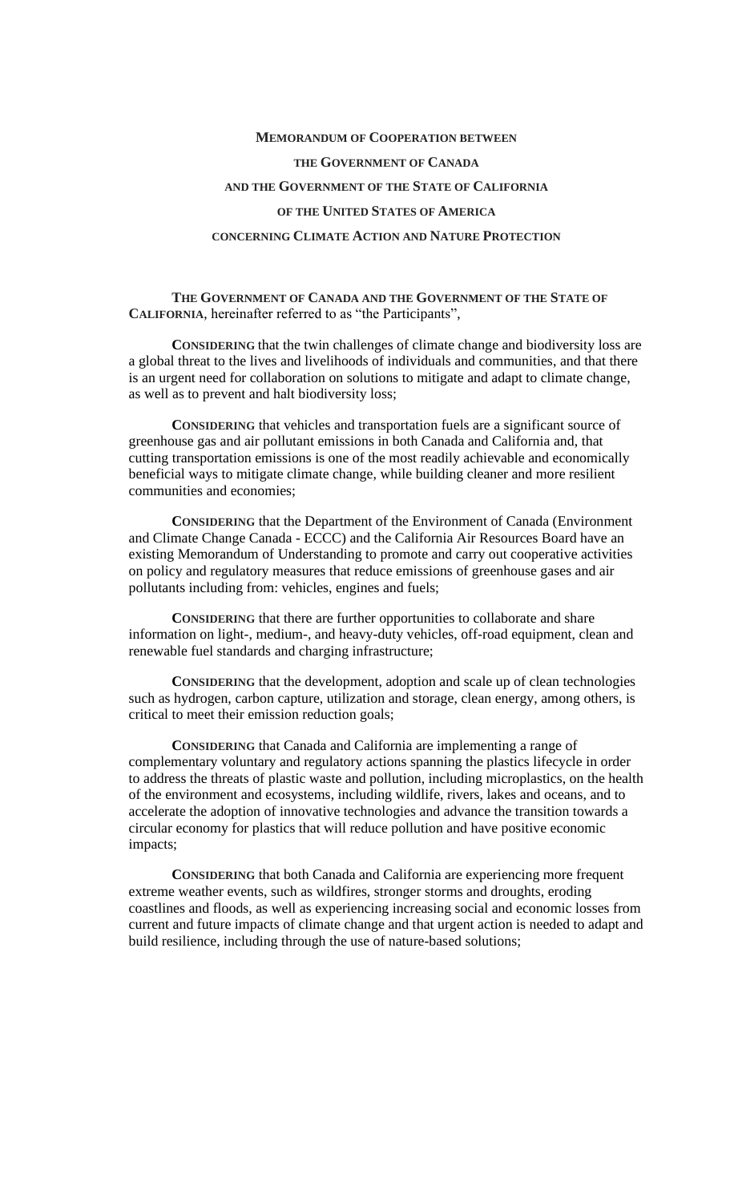# MEMORANDUM OF COOPERATION BETWEEN THE GOVERNMENT OF CANADA AND THE GOVERNMENT OF THE STATE OF CALIFORNIA OF THE UNITED STATES OF AMERICA CONCERNING CLIMATE ACTION AND NATURE PROTECTION

**THE GOVERNMENT OF CANADA AND THE GOVERNMENT OF THE STATE OF CALIFORNIA**, hereinafter referred to as "the Participants",

**CONSIDERING** that the twin challenges of climate change and biodiversity loss are a global threat to the lives and livelihoods of individuals and communities, and that there is an urgent need for collaboration on solutions to mitigate and adapt to climate change, as well as to prevent and halt biodiversity loss;

**CONSIDERING** that vehicles and transportation fuels are a significant source of greenhouse gas and air pollutant emissions in both Canada and California and, that cutting transportation emissions is one of the most readily achievable and economically beneficial ways to mitigate climate change, while building cleaner and more resilient communities and economies;

**CONSIDERING** that the Department of the Environment of Canada (Environment and Climate Change Canada - ECCC) and the California Air Resources Board have an existing Memorandum of Understanding to promote and carry out cooperative activities on policy and regulatory measures that reduce emissions of greenhouse gases and air pollutants including from: vehicles, engines and fuels;

**CONSIDERING** that there are further opportunities to collaborate and share information on light-, medium-, and heavy-duty vehicles, off-road equipment, clean and renewable fuel standards and charging infrastructure;

**CONSIDERING** that the development, adoption and scale up of clean technologies such as hydrogen, carbon capture, utilization and storage, clean energy, among others, is critical to meet their emission reduction goals;

**CONSIDERING** that Canada and California are implementing a range of complementary voluntary and regulatory actions spanning the plastics lifecycle in order to address the threats of plastic waste and pollution, including microplastics, on the health of the environment and ecosystems, including wildlife, rivers, lakes and oceans, and to accelerate the adoption of innovative technologies and advance the transition towards a circular economy for plastics that will reduce pollution and have positive economic impacts;

**CONSIDERING** that both Canada and California are experiencing more frequent extreme weather events, such as wildfires, stronger storms and droughts, eroding coastlines and floods, as well as experiencing increasing social and economic losses from current and future impacts of climate change and that urgent action is needed to adapt and build resilience, including through the use of nature-based solutions;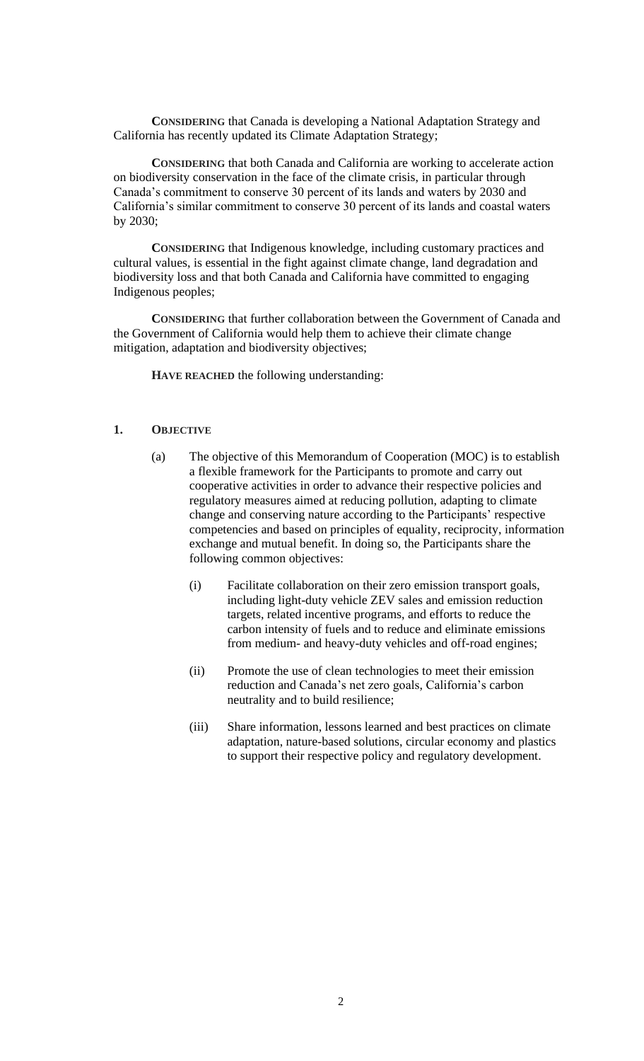**CONSIDERING** that Canada is developing a National Adaptation Strategy and California has recently updated its Climate Adaptation Strategy;

**CONSIDERING** that both Canada and California are working to accelerate action on biodiversity conservation in the face of the climate crisis, in particular through Canada's commitment to conserve 30 percent of its lands and waters by 2030 and California's similar commitment to conserve 30 percent of its lands and coastal waters by 2030;

**CONSIDERING** that Indigenous knowledge, including customary practices and cultural values, is essential in the fight against climate change, land degradation and biodiversity loss and that both Canada and California have committed to engaging Indigenous peoples;

**CONSIDERING** that further collaboration between the Government of Canada and the Government of California would help them to achieve their climate change mitigation, adaptation and biodiversity objectives;

**HAVE REACHED** the following understanding:

## 1. OBJECTIVE

(a) The objective of this Memorandum of Cooperation (MOC) is to establish a flexible framework for the Participants to promote and carry out cooperative activities in order to advance their respective policies and regulatory measures aimed at reducing pollution, adapting to climate change and conserving nature according to the Participants' respective competencies and based on principles of equality, reciprocity, information exchange and mutual benefit. In doing so, the Participants share the following common objectives:

(i) Facilitate collaboration on their zero emission transport goals, including light-duty vehicle ZEV sales and emission reduction targets, related incentive programs, and efforts to reduce the carbon intensity of fuels and to reduce and eliminate emissions from medium- and heavy-duty vehicles and off-road engines;

(ii) Promote the use of clean technologies to meet their emission reduction and Canada's net zero goals, California's carbon neutrality and to build resilience;

(iii) Share information, lessons learned and best practices on climate adaptation, nature-based solutions, circular economy and plastics to support their respective policy and regulatory development.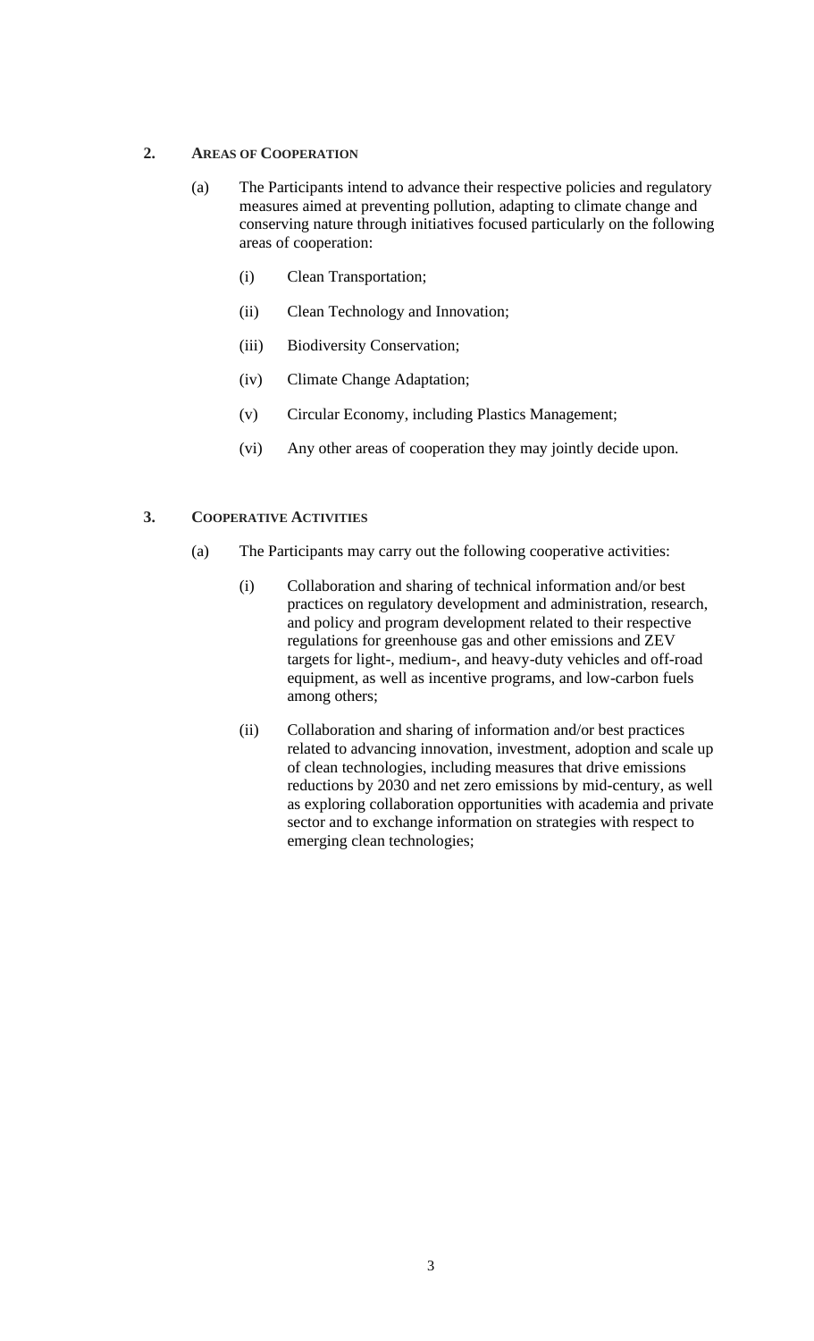## 2. Areas of Cooperation

(a) The Participants intend to advance their respective policies and regulatory measures aimed at preventing pollution, adapting to climate change and conserving nature through initiatives focused particularly on the following areas of cooperation:

(i) Clean Transportation;

(ii) Clean Technology and Innovation;

(iii) Biodiversity Conservation;

(iv) Climate Change Adaptation;

(v) Circular Economy, including Plastics Management;

(vi) Any other areas of cooperation they may jointly decide upon.

## 3. Cooperative Activities

(a) The Participants may carry out the following cooperative activities:

(i) Collaboration and sharing of technical information and/or best practices on regulatory development and administration, research, and policy and program development related to their respective regulations for greenhouse gas and other emissions and ZEV targets for light-, medium-, and heavy-duty vehicles and off-road equipment, as well as incentive programs, and low-carbon fuels among others;

(ii) Collaboration and sharing of information and/or best practices related to advancing innovation, investment, adoption and scale up of clean technologies, including measures that drive emissions reductions by 2030 and net zero emissions by mid-century, as well as exploring collaboration opportunities with academia and private sector and to exchange information on strategies with respect to emerging clean technologies;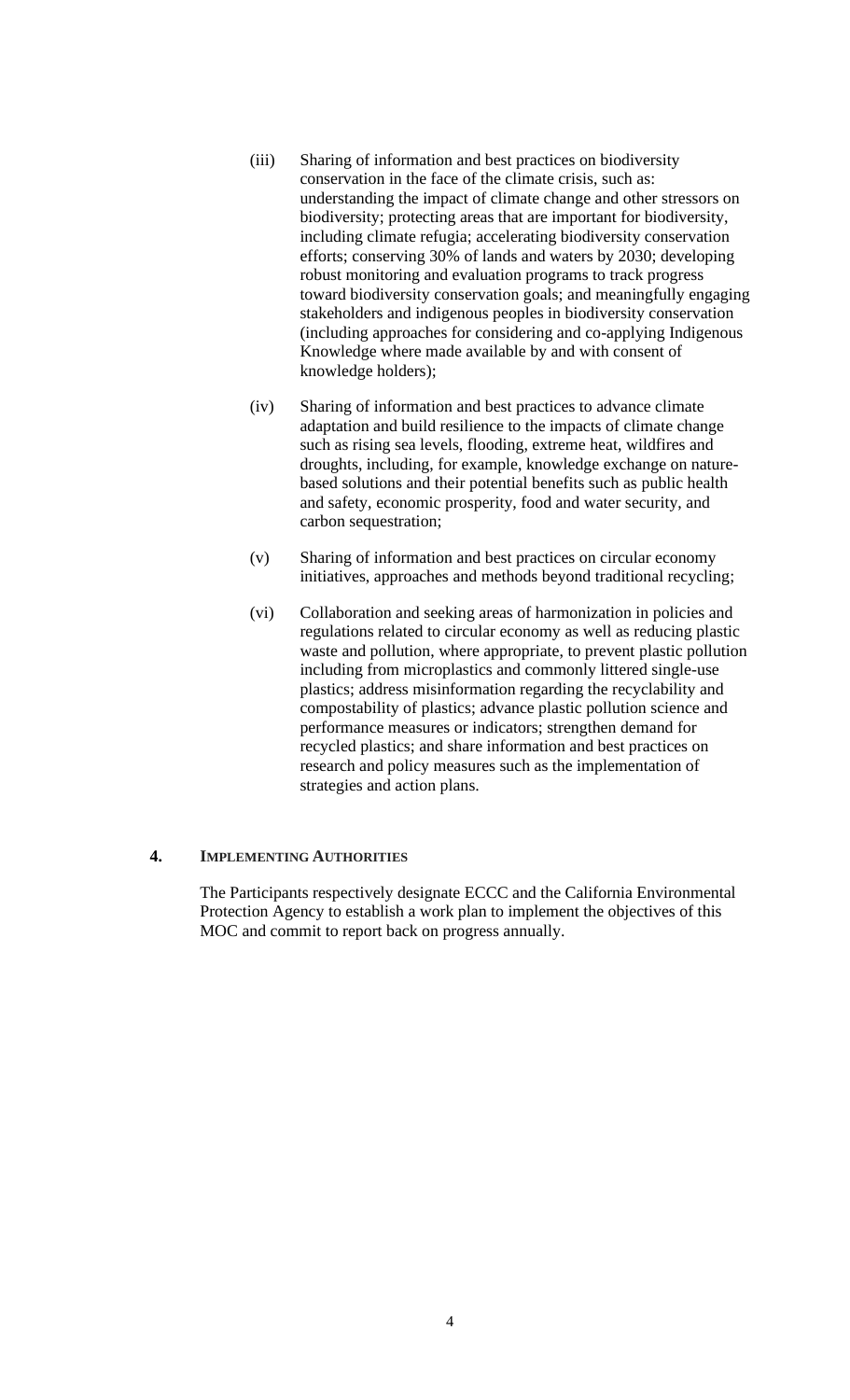(iii) Sharing of information and best practices on biodiversity conservation in the face of the climate crisis, such as: understanding the impact of climate change and other stressors on biodiversity; protecting areas that are important for biodiversity, including climate refugia; accelerating biodiversity conservation efforts; conserving 30% of lands and waters by 2030; developing robust monitoring and evaluation programs to track progress toward biodiversity conservation goals; and meaningfully engaging stakeholders and indigenous peoples in biodiversity conservation (including approaches for considering and co-applying Indigenous Knowledge where made available by and with consent of knowledge holders);

(iv) Sharing of information and best practices to advance climate adaptation and build resilience to the impacts of climate change such as rising sea levels, flooding, extreme heat, wildfires and droughts, including, for example, knowledge exchange on nature-based solutions and their potential benefits such as public health and safety, economic prosperity, food and water security, and carbon sequestration;

(v) Sharing of information and best practices on circular economy initiatives, approaches and methods beyond traditional recycling;

(vi) Collaboration and seeking areas of harmonization in policies and regulations related to circular economy as well as reducing plastic waste and pollution, where appropriate, to prevent plastic pollution including from microplastics and commonly littered single-use plastics; address misinformation regarding the recyclability and compostability of plastics; advance plastic pollution science and performance measures or indicators; strengthen demand for recycled plastics; and share information and best practices on research and policy measures such as the implementation of strategies and action plans.

## 4. IMPLEMENTING AUTHORITIES

The Participants respectively designate ECCC and the California Environmental Protection Agency to establish a work plan to implement the objectives of this MOC and commit to report back on progress annually.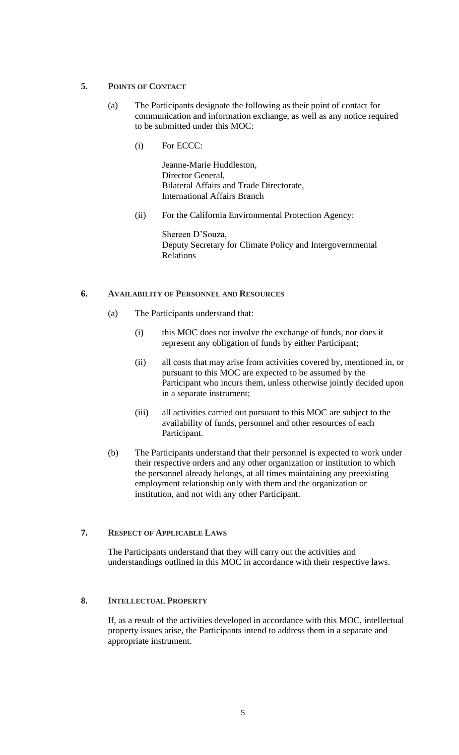## 5. Points of Contact

(a) The Participants designate the following as their point of contact for communication and information exchange, as well as any notice required to be submitted under this MOC:

(i) For ECCC:

Jeanne-Marie Huddleston,
Director General,
Bilateral Affairs and Trade Directorate,
International Affairs Branch

(ii) For the California Environmental Protection Agency:

Shereen D'Souza,
Deputy Secretary for Climate Policy and Intergovernmental Relations

## 6. Availability of Personnel and Resources

(a) The Participants understand that:

(i) this MOC does not involve the exchange of funds, nor does it represent any obligation of funds by either Participant;

(ii) all costs that may arise from activities covered by, mentioned in, or pursuant to this MOC are expected to be assumed by the Participant who incurs them, unless otherwise jointly decided upon in a separate instrument;

(iii) all activities carried out pursuant to this MOC are subject to the availability of funds, personnel and other resources of each Participant.

(b) The Participants understand that their personnel is expected to work under their respective orders and any other organization or institution to which the personnel already belongs, at all times maintaining any preexisting employment relationship only with them and the organization or institution, and not with any other Participant.

## 7. Respect of Applicable Laws

The Participants understand that they will carry out the activities and understandings outlined in this MOC in accordance with their respective laws.

## 8. Intellectual Property

If, as a result of the activities developed in accordance with this MOC, intellectual property issues arise, the Participants intend to address them in a separate and appropriate instrument.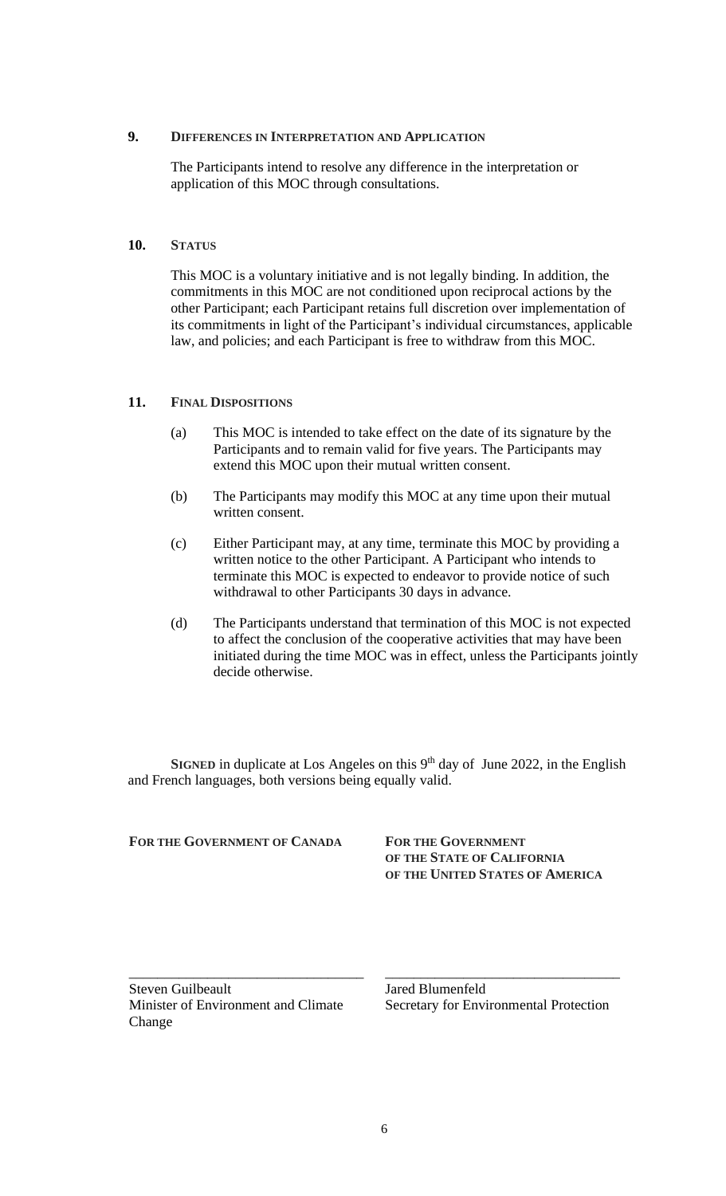## 9. Differences in Interpretation and Application

The Participants intend to resolve any difference in the interpretation or application of this MOC through consultations.

## 10. Status

This MOC is a voluntary initiative and is not legally binding. In addition, the commitments in this MOC are not conditioned upon reciprocal actions by the other Participant; each Participant retains full discretion over implementation of its commitments in light of the Participant's individual circumstances, applicable law, and policies; and each Participant is free to withdraw from this MOC.

## 11. Final Dispositions

(a) This MOC is intended to take effect on the date of its signature by the Participants and to remain valid for five years. The Participants may extend this MOC upon their mutual written consent.

(b) The Participants may modify this MOC at any time upon their mutual written consent.

(c) Either Participant may, at any time, terminate this MOC by providing a written notice to the other Participant. A Participant who intends to terminate this MOC is expected to endeavor to provide notice of such withdrawal to other Participants 30 days in advance.

(d) The Participants understand that termination of this MOC is not expected to affect the conclusion of the cooperative activities that may have been initiated during the time MOC was in effect, unless the Participants jointly decide otherwise.

**Signed** in duplicate at Los Angeles on this 9th day of June 2022, in the English and French languages, both versions being equally valid.

**For the Government of Canada**

\_\_\_\_\_\_\_\_\_\_\_\_\_\_\_\_\_\_\_\_\_\_\_\_\_\_\_\_\_\_\_\_

Steven Guilbeault
Minister of Environment and Climate Change

**For the Government of the State of California of the United States of America**

\_\_\_\_\_\_\_\_\_\_\_\_\_\_\_\_\_\_\_\_\_\_\_\_\_\_\_\_\_\_\_\_

Jared Blumenfeld
Secretary for Environmental Protection